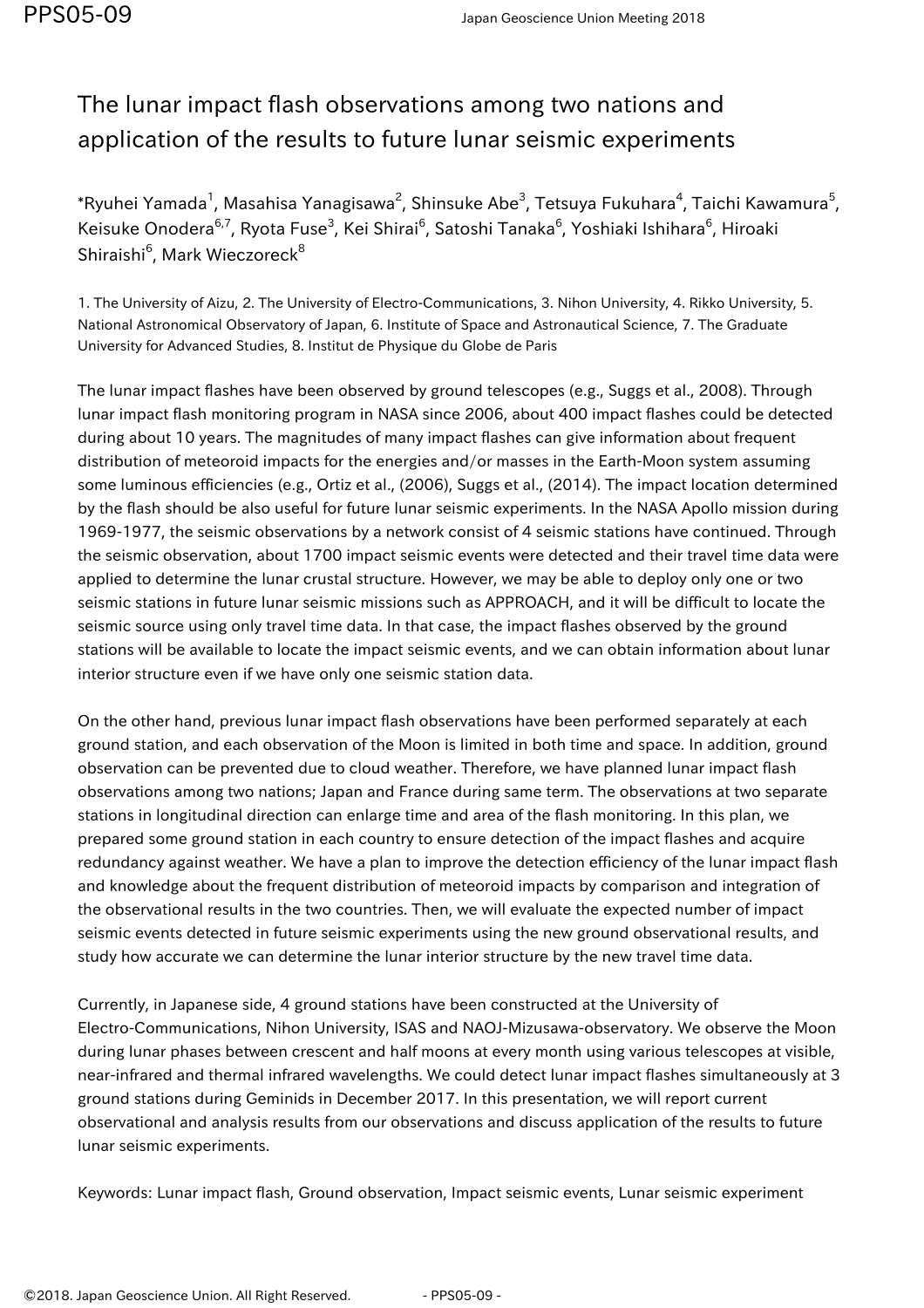# The lunar impact flash observations among two nations and application of the results to future lunar seismic experiments

*Ryuhei Yamada[1], Masahisa Yanagisawa[2], Shinsuke Abe[3], Tetsuya Fukuhara[4], Taichi Kawamura[5], Keisuke Onodera[6,7], Ryota Fuse[3], Kei Shirai[6], Satoshi Tanaka[6], Yoshiaki Ishihara[6], Hiroaki Shiraishi[6], Mark Wieczoreck[8]

1. The University of Aizu, 2. The University of Electro-Communications, 3. Nihon University, 4. Rikko University, 5. National Astronomical Observatory of Japan, 6. Institute of Space and Astronautical Science, 7. The Graduate University for Advanced Studies, 8. Institut de Physique du Globe de Paris

The lunar impact flashes have been observed by ground telescopes (e.g., Suggs et al., 2008). Through lunar impact flash monitoring program in NASA since 2006, about 400 impact flashes could be detected during about 10 years. The magnitudes of many impact flashes can give information about frequent distribution of meteoroid impacts for the energies and/or masses in the Earth-Moon system assuming some luminous efficiencies (e.g., Ortiz et al., (2006), Suggs et al., (2014). The impact location determined by the flash should be also useful for future lunar seismic experiments. In the NASA Apollo mission during 1969-1977, the seismic observations by a network consist of 4 seismic stations have continued. Through the seismic observation, about 1700 impact seismic events were detected and their travel time data were applied to determine the lunar crustal structure. However, we may be able to deploy only one or two seismic stations in future lunar seismic missions such as APPROACH, and it will be difficult to locate the seismic source using only travel time data. In that case, the impact flashes observed by the ground stations will be available to locate the impact seismic events, and we can obtain information about lunar interior structure even if we have only one seismic station data.

On the other hand, previous lunar impact flash observations have been performed separately at each ground station, and each observation of the Moon is limited in both time and space. In addition, ground observation can be prevented due to cloud weather. Therefore, we have planned lunar impact flash observations among two nations; Japan and France during same term. The observations at two separate stations in longitudinal direction can enlarge time and area of the flash monitoring. In this plan, we prepared some ground station in each country to ensure detection of the impact flashes and acquire redundancy against weather. We have a plan to improve the detection efficiency of the lunar impact flash and knowledge about the frequent distribution of meteoroid impacts by comparison and integration of the observational results in the two countries. Then, we will evaluate the expected number of impact seismic events detected in future seismic experiments using the new ground observational results, and study how accurate we can determine the lunar interior structure by the new travel time data.

Currently, in Japanese side, 4 ground stations have been constructed at the University of Electro-Communications, Nihon University, ISAS and NAOJ-Mizusawa-observatory. We observe the Moon during lunar phases between crescent and half moons at every month using various telescopes at visible, near-infrared and thermal infrared wavelengths. We could detect lunar impact flashes simultaneously at 3 ground stations during Geminids in December 2017. In this presentation, we will report current observational and analysis results from our observations and discuss application of the results to future lunar seismic experiments.

Keywords: Lunar impact flash, Ground observation, Impact seismic events, Lunar seismic experiment